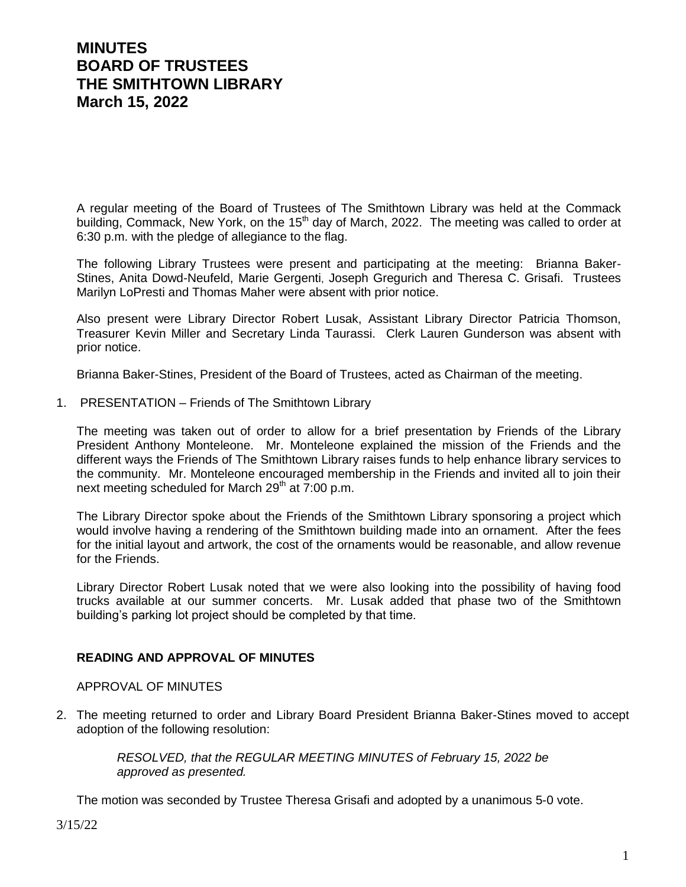# MINUTES
# BOARD OF TRUSTEES
# THE SMITHTOWN LIBRARY
# March 15, 2022

A regular meeting of the Board of Trustees of The Smithtown Library was held at the Commack building, Commack, New York, on the 15th day of March, 2022. The meeting was called to order at 6:30 p.m. with the pledge of allegiance to the flag.

The following Library Trustees were present and participating at the meeting: Brianna Baker-Stines, Anita Dowd-Neufeld, Marie Gergenti, Joseph Gregurich and Theresa C. Grisafi. Trustees Marilyn LoPresti and Thomas Maher were absent with prior notice.

Also present were Library Director Robert Lusak, Assistant Library Director Patricia Thomson, Treasurer Kevin Miller and Secretary Linda Taurassi. Clerk Lauren Gunderson was absent with prior notice.

Brianna Baker-Stines, President of the Board of Trustees, acted as Chairman of the meeting.

1. PRESENTATION – Friends of The Smithtown Library

The meeting was taken out of order to allow for a brief presentation by Friends of the Library President Anthony Monteleone. Mr. Monteleone explained the mission of the Friends and the different ways the Friends of The Smithtown Library raises funds to help enhance library services to the community. Mr. Monteleone encouraged membership in the Friends and invited all to join their next meeting scheduled for March 29th at 7:00 p.m.

The Library Director spoke about the Friends of the Smithtown Library sponsoring a project which would involve having a rendering of the Smithtown building made into an ornament. After the fees for the initial layout and artwork, the cost of the ornaments would be reasonable, and allow revenue for the Friends.

Library Director Robert Lusak noted that we were also looking into the possibility of having food trucks available at our summer concerts. Mr. Lusak added that phase two of the Smithtown building's parking lot project should be completed by that time.

**READING AND APPROVAL OF MINUTES**

APPROVAL OF MINUTES

2. The meeting returned to order and Library Board President Brianna Baker-Stines moved to accept adoption of the following resolution:

   *RESOLVED, that the REGULAR MEETING MINUTES of February 15, 2022 be approved as presented.*

   The motion was seconded by Trustee Theresa Grisafi and adopted by a unanimous 5-0 vote.

3/15/22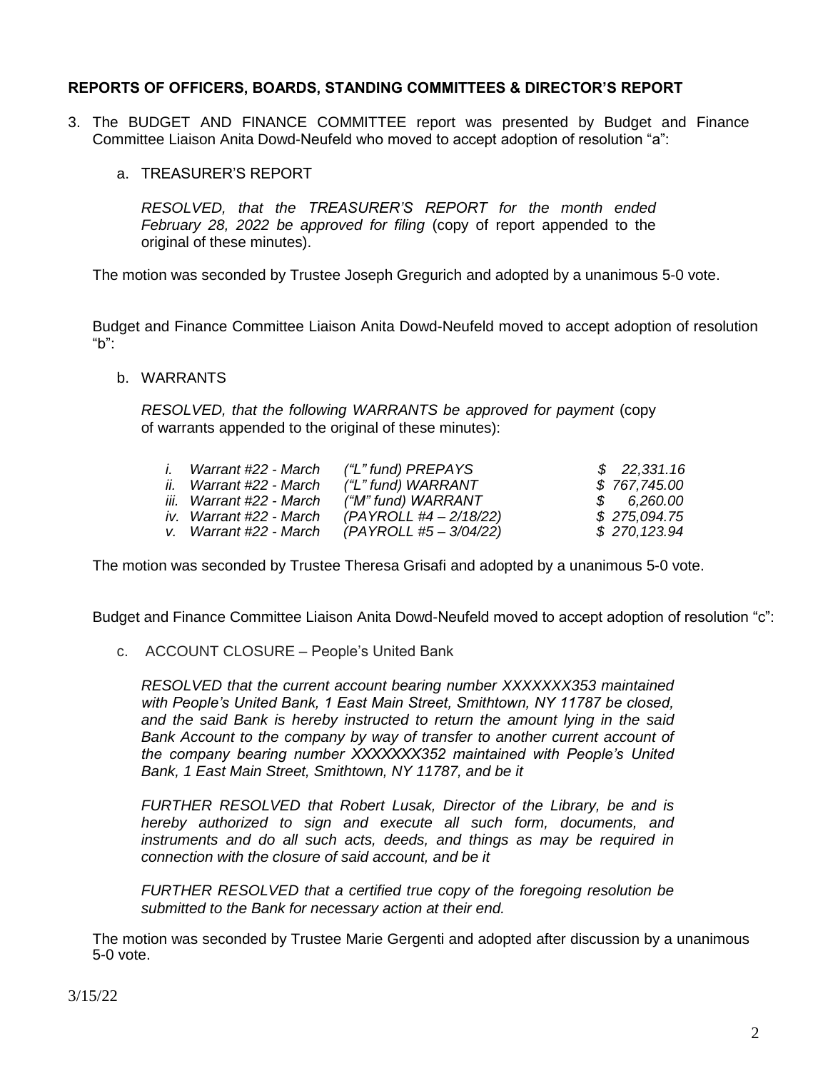**REPORTS OF OFFICERS, BOARDS, STANDING COMMITTEES & DIRECTOR'S REPORT**

3. The BUDGET AND FINANCE COMMITTEE report was presented by Budget and Finance Committee Liaison Anita Dowd-Neufeld who moved to accept adoption of resolution "a":

   a. TREASURER'S REPORT

   *RESOLVED, that the TREASURER'S REPORT for the month ended February 28, 2022 be approved for filing* (copy of report appended to the original of these minutes).

   The motion was seconded by Trustee Joseph Gregurich and adopted by a unanimous 5-0 vote.

   Budget and Finance Committee Liaison Anita Dowd-Neufeld moved to accept adoption of resolution "b":

   b. WARRANTS

   *RESOLVED, that the following WARRANTS be approved for payment* (copy of warrants appended to the original of these minutes):

   | | | |
   |---|---|---|
   | *i. Warrant #22 - March* | *("L" fund) PREPAYS* | *$ 22,331.16* |
   | *ii. Warrant #22 - March* | *("L" fund) WARRANT* | *$ 767,745.00* |
   | *iii. Warrant #22 - March* | *("M" fund) WARRANT* | *$ 6,260.00* |
   | *iv. Warrant #22 - March* | *(PAYROLL #4 – 2/18/22)* | *$ 275,094.75* |
   | *v. Warrant #22 - March* | *(PAYROLL #5 – 3/04/22)* | *$ 270,123.94* |

   The motion was seconded by Trustee Theresa Grisafi and adopted by a unanimous 5-0 vote.

   Budget and Finance Committee Liaison Anita Dowd-Neufeld moved to accept adoption of resolution "c":

   c. ACCOUNT CLOSURE – People's United Bank

   *RESOLVED that the current account bearing number XXXXXXX353 maintained with People's United Bank, 1 East Main Street, Smithtown, NY 11787 be closed, and the said Bank is hereby instructed to return the amount lying in the said Bank Account to the company by way of transfer to another current account of the company bearing number XXXXXXX352 maintained with People's United Bank, 1 East Main Street, Smithtown, NY 11787, and be it*

   *FURTHER RESOLVED that Robert Lusak, Director of the Library, be and is hereby authorized to sign and execute all such form, documents, and instruments and do all such acts, deeds, and things as may be required in connection with the closure of said account, and be it*

   *FURTHER RESOLVED that a certified true copy of the foregoing resolution be submitted to the Bank for necessary action at their end.*

   The motion was seconded by Trustee Marie Gergenti and adopted after discussion by a unanimous 5-0 vote.

3/15/22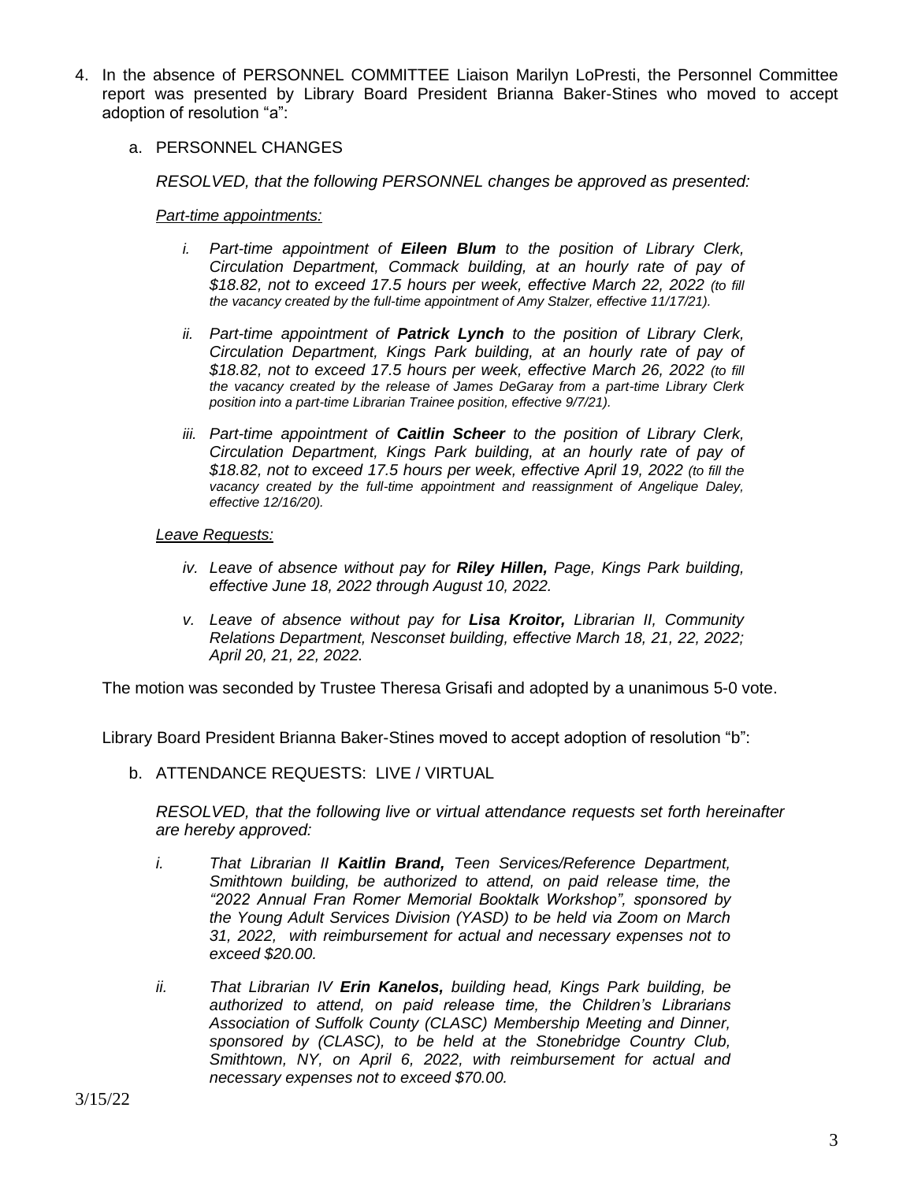4. In the absence of PERSONNEL COMMITTEE Liaison Marilyn LoPresti, the Personnel Committee report was presented by Library Board President Brianna Baker-Stines who moved to accept adoption of resolution "a":

   a. PERSONNEL CHANGES

      *RESOLVED, that the following PERSONNEL changes be approved as presented:*

      *Part-time appointments:*

      *i. Part-time appointment of **Eileen Blum** to the position of Library Clerk, Circulation Department, Commack building, at an hourly rate of pay of $18.82, not to exceed 17.5 hours per week, effective March 22, 2022 (to fill the vacancy created by the full-time appointment of Amy Stalzer, effective 11/17/21).*

      *ii. Part-time appointment of **Patrick Lynch** to the position of Library Clerk, Circulation Department, Kings Park building, at an hourly rate of pay of $18.82, not to exceed 17.5 hours per week, effective March 26, 2022 (to fill the vacancy created by the release of James DeGaray from a part-time Library Clerk position into a part-time Librarian Trainee position, effective 9/7/21).*

      *iii. Part-time appointment of **Caitlin Scheer** to the position of Library Clerk, Circulation Department, Kings Park building, at an hourly rate of pay of $18.82, not to exceed 17.5 hours per week, effective April 19, 2022 (to fill the vacancy created by the full-time appointment and reassignment of Angelique Daley, effective 12/16/20).*

      *Leave Requests:*

      *iv. Leave of absence without pay for **Riley Hillen,** Page, Kings Park building, effective June 18, 2022 through August 10, 2022.*

      *v. Leave of absence without pay for **Lisa Kroitor,** Librarian II, Community Relations Department, Nesconset building, effective March 18, 21, 22, 2022; April 20, 21, 22, 2022.*

   The motion was seconded by Trustee Theresa Grisafi and adopted by a unanimous 5-0 vote.

   Library Board President Brianna Baker-Stines moved to accept adoption of resolution "b":

   b. ATTENDANCE REQUESTS: LIVE / VIRTUAL

      *RESOLVED, that the following live or virtual attendance requests set forth hereinafter are hereby approved:*

      *i. That Librarian II **Kaitlin Brand,** Teen Services/Reference Department, Smithtown building, be authorized to attend, on paid release time, the "2022 Annual Fran Romer Memorial Booktalk Workshop", sponsored by the Young Adult Services Division (YASD) to be held via Zoom on March 31, 2022, with reimbursement for actual and necessary expenses not to exceed $20.00.*

      *ii. That Librarian IV **Erin Kanelos,** building head, Kings Park building, be authorized to attend, on paid release time, the Children's Librarians Association of Suffolk County (CLASC) Membership Meeting and Dinner, sponsored by (CLASC), to be held at the Stonebridge Country Club, Smithtown, NY, on April 6, 2022, with reimbursement for actual and necessary expenses not to exceed $70.00.*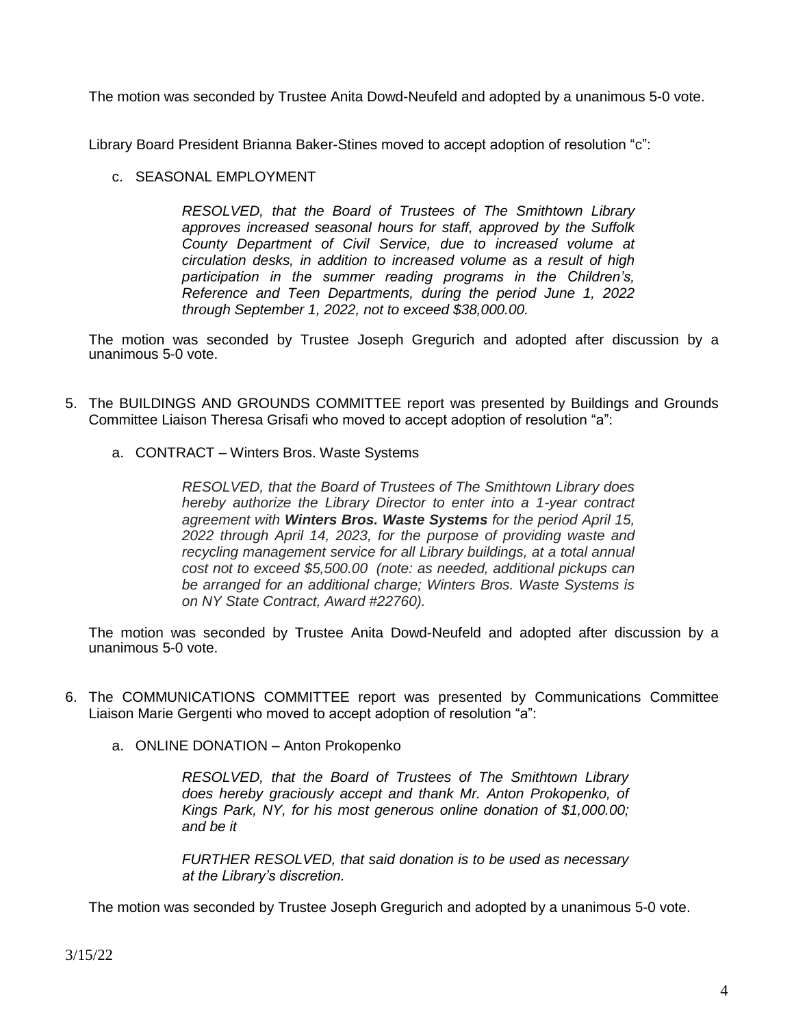The motion was seconded by Trustee Anita Dowd-Neufeld and adopted by a unanimous 5-0 vote.

Library Board President Brianna Baker-Stines moved to accept adoption of resolution "c":

c. SEASONAL EMPLOYMENT

> *RESOLVED, that the Board of Trustees of The Smithtown Library approves increased seasonal hours for staff, approved by the Suffolk County Department of Civil Service, due to increased volume at circulation desks, in addition to increased volume as a result of high participation in the summer reading programs in the Children's, Reference and Teen Departments, during the period June 1, 2022 through September 1, 2022, not to exceed $38,000.00.*

The motion was seconded by Trustee Joseph Gregurich and adopted after discussion by a unanimous 5-0 vote.

5. The BUILDINGS AND GROUNDS COMMITTEE report was presented by Buildings and Grounds Committee Liaison Theresa Grisafi who moved to accept adoption of resolution "a":

   a. CONTRACT – Winters Bros. Waste Systems

   > *RESOLVED, that the Board of Trustees of The Smithtown Library does hereby authorize the Library Director to enter into a 1-year contract agreement with **Winters Bros. Waste Systems** for the period April 15, 2022 through April 14, 2023, for the purpose of providing waste and recycling management service for all Library buildings, at a total annual cost not to exceed $5,500.00 (note: as needed, additional pickups can be arranged for an additional charge; Winters Bros. Waste Systems is on NY State Contract, Award #22760).*

   The motion was seconded by Trustee Anita Dowd-Neufeld and adopted after discussion by a unanimous 5-0 vote.

6. The COMMUNICATIONS COMMITTEE report was presented by Communications Committee Liaison Marie Gergenti who moved to accept adoption of resolution "a":

   a. ONLINE DONATION – Anton Prokopenko

   > *RESOLVED, that the Board of Trustees of The Smithtown Library does hereby graciously accept and thank Mr. Anton Prokopenko, of Kings Park, NY, for his most generous online donation of $1,000.00; and be it*
   >
   > *FURTHER RESOLVED, that said donation is to be used as necessary at the Library's discretion.*

   The motion was seconded by Trustee Joseph Gregurich and adopted by a unanimous 5-0 vote.

3/15/22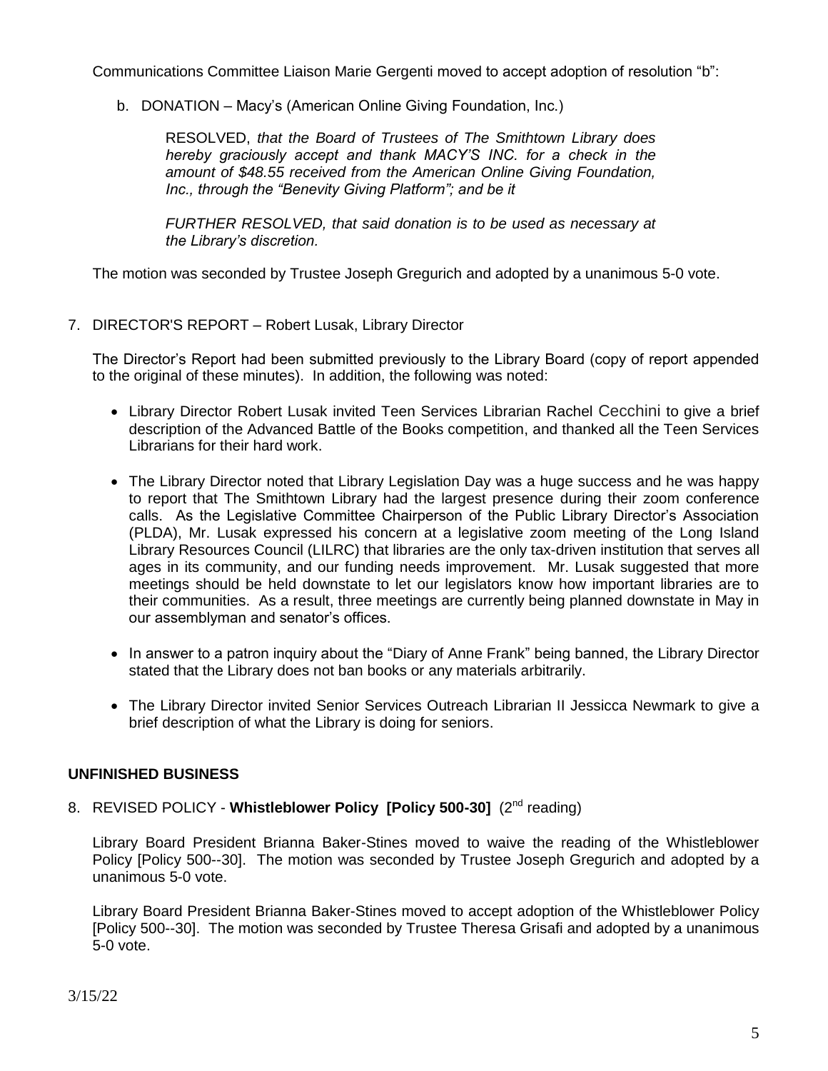Communications Committee Liaison Marie Gergenti moved to accept adoption of resolution "b":

b. DONATION – Macy's (American Online Giving Foundation, Inc.)

> RESOLVED, *that the Board of Trustees of The Smithtown Library does hereby graciously accept and thank MACY'S INC. for a check in the amount of $48.55 received from the American Online Giving Foundation, Inc., through the "Benevity Giving Platform"; and be it*
>
> *FURTHER RESOLVED, that said donation is to be used as necessary at the Library's discretion.*

The motion was seconded by Trustee Joseph Gregurich and adopted by a unanimous 5-0 vote.

7. DIRECTOR'S REPORT – Robert Lusak, Library Director

The Director's Report had been submitted previously to the Library Board (copy of report appended to the original of these minutes). In addition, the following was noted:

- Library Director Robert Lusak invited Teen Services Librarian Rachel Cecchini to give a brief description of the Advanced Battle of the Books competition, and thanked all the Teen Services Librarians for their hard work.
- The Library Director noted that Library Legislation Day was a huge success and he was happy to report that The Smithtown Library had the largest presence during their zoom conference calls. As the Legislative Committee Chairperson of the Public Library Director's Association (PLDA), Mr. Lusak expressed his concern at a legislative zoom meeting of the Long Island Library Resources Council (LILRC) that libraries are the only tax-driven institution that serves all ages in its community, and our funding needs improvement. Mr. Lusak suggested that more meetings should be held downstate to let our legislators know how important libraries are to their communities. As a result, three meetings are currently being planned downstate in May in our assemblyman and senator's offices.
- In answer to a patron inquiry about the "Diary of Anne Frank" being banned, the Library Director stated that the Library does not ban books or any materials arbitrarily.
- The Library Director invited Senior Services Outreach Librarian II Jessicca Newmark to give a brief description of what the Library is doing for seniors.

## UNFINISHED BUSINESS

8. REVISED POLICY - **Whistleblower Policy [Policy 500-30]** (2nd reading)

Library Board President Brianna Baker-Stines moved to waive the reading of the Whistleblower Policy [Policy 500--30]. The motion was seconded by Trustee Joseph Gregurich and adopted by a unanimous 5-0 vote.

Library Board President Brianna Baker-Stines moved to accept adoption of the Whistleblower Policy [Policy 500--30]. The motion was seconded by Trustee Theresa Grisafi and adopted by a unanimous 5-0 vote.

3/15/22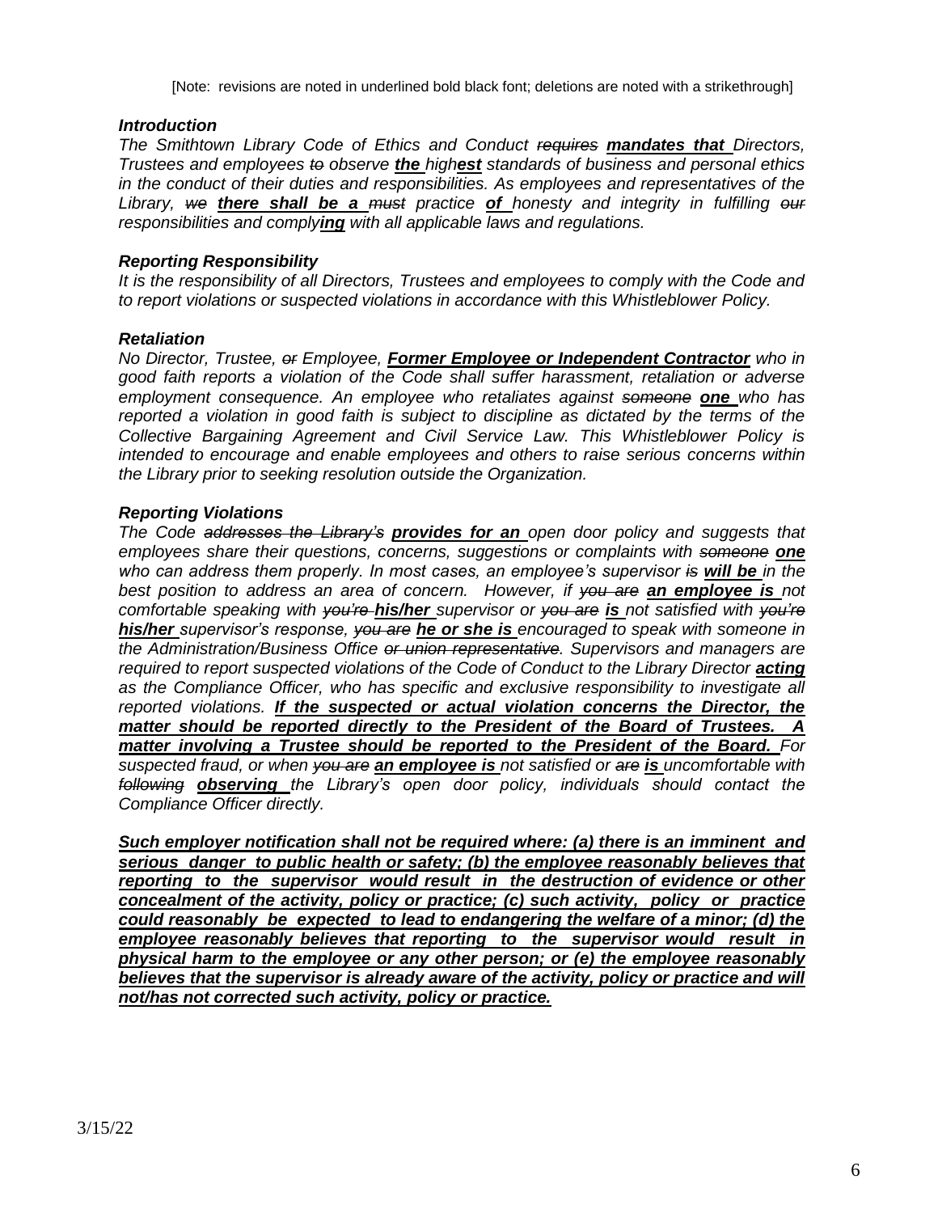[Note: revisions are noted in underlined bold black font; deletions are noted with a strikethrough]

### *Introduction*

*The Smithtown Library Code of Ethics and Conduct ~~requires~~ **<u>mandates that</u>** Directors, Trustees and employees ~~to~~ observe **<u>the</u>** high**<u>est</u>** standards of business and personal ethics in the conduct of their duties and responsibilities. As employees and representatives of the Library, ~~we~~ **<u>there shall be a</u>** ~~must~~ practice **<u>of</u>** honesty and integrity in fulfilling ~~our~~ responsibilities and comply**<u>ing</u>** with all applicable laws and regulations.*

### *Reporting Responsibility*

*It is the responsibility of all Directors, Trustees and employees to comply with the Code and to report violations or suspected violations in accordance with this Whistleblower Policy.*

### *Retaliation*

*No Director, Trustee, ~~or~~ Employee, **<u>Former Employee or Independent Contractor</u>** who in good faith reports a violation of the Code shall suffer harassment, retaliation or adverse employment consequence. An employee who retaliates against ~~someone~~ **<u>one</u>** who has reported a violation in good faith is subject to discipline as dictated by the terms of the Collective Bargaining Agreement and Civil Service Law. This Whistleblower Policy is intended to encourage and enable employees and others to raise serious concerns within the Library prior to seeking resolution outside the Organization.*

### *Reporting Violations*

*The Code ~~addresses the Library's~~ **<u>provides for an</u>** open door policy and suggests that employees share their questions, concerns, suggestions or complaints with ~~someone~~ **<u>one</u>** who can address them properly. In most cases, an employee's supervisor ~~is~~ **<u>will be</u>** in the best position to address an area of concern. However, if ~~you are~~ **<u>an employee is</u>** not comfortable speaking with ~~you're~~ **<u>his/her</u>** supervisor or ~~you are~~ **<u>is</u>** not satisfied with ~~you're~~ **<u>his/her</u>** supervisor's response, ~~you are~~ **<u>he or she is</u>** encouraged to speak with someone in the Administration/Business Office ~~or union representative~~. Supervisors and managers are required to report suspected violations of the Code of Conduct to the Library Director **<u>acting</u>** as the Compliance Officer, who has specific and exclusive responsibility to investigate all reported violations. **<u>If the suspected or actual violation concerns the Director, the matter should be reported directly to the President of the Board of Trustees. A matter involving a Trustee should be reported to the President of the Board.</u>** For suspected fraud, or when ~~you are~~ **<u>an employee is</u>** not satisfied or ~~are~~ **<u>is</u>** uncomfortable with ~~following~~ **<u>observing</u>** the Library's open door policy, individuals should contact the Compliance Officer directly.*

***<u>Such employer notification shall not be required where: (a) there is an imminent and serious danger to public health or safety; (b) the employee reasonably believes that reporting to the supervisor would result in the destruction of evidence or other concealment of the activity, policy or practice; (c) such activity, policy or practice could reasonably be expected to lead to endangering the welfare of a minor; (d) the employee reasonably believes that reporting to the supervisor would result in physical harm to the employee or any other person; or (e) the employee reasonably believes that the supervisor is already aware of the activity, policy or practice and will not/has not corrected such activity, policy or practice.</u>***

3/15/22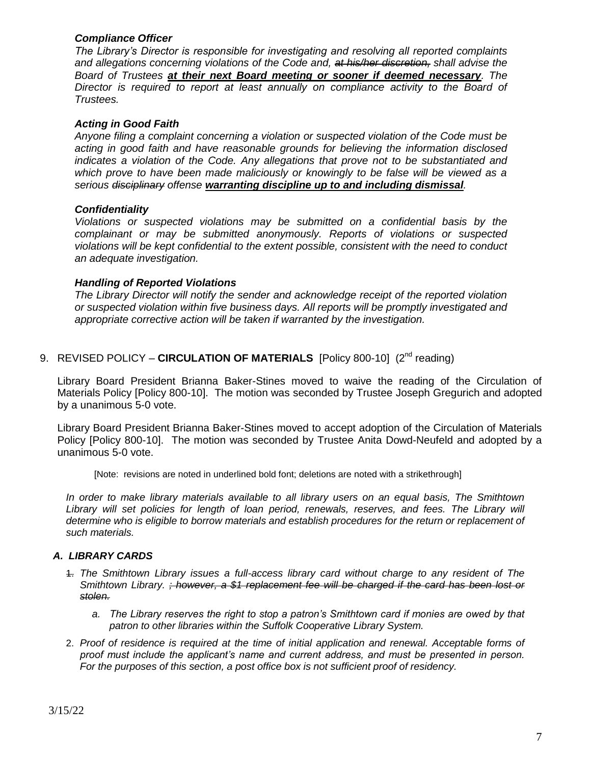***Compliance Officer***

*The Library's Director is responsible for investigating and resolving all reported complaints and allegations concerning violations of the Code and, ~~at his/her discretion,~~ shall advise the Board of Trustees **<u>at their next Board meeting or sooner if deemed necessary</u>**. The Director is required to report at least annually on compliance activity to the Board of Trustees.*

***Acting in Good Faith***

*Anyone filing a complaint concerning a violation or suspected violation of the Code must be acting in good faith and have reasonable grounds for believing the information disclosed indicates a violation of the Code. Any allegations that prove not to be substantiated and which prove to have been made maliciously or knowingly to be false will be viewed as a serious ~~disciplinary~~ offense **<u>warranting discipline up to and including dismissal</u>**.*

***Confidentiality***

*Violations or suspected violations may be submitted on a confidential basis by the complainant or may be submitted anonymously. Reports of violations or suspected violations will be kept confidential to the extent possible, consistent with the need to conduct an adequate investigation.*

***Handling of Reported Violations***

*The Library Director will notify the sender and acknowledge receipt of the reported violation or suspected violation within five business days. All reports will be promptly investigated and appropriate corrective action will be taken if warranted by the investigation.*

9. REVISED POLICY – **CIRCULATION OF MATERIALS** [Policy 800-10] (2nd reading)

Library Board President Brianna Baker-Stines moved to waive the reading of the Circulation of Materials Policy [Policy 800-10]. The motion was seconded by Trustee Joseph Gregurich and adopted by a unanimous 5-0 vote.

Library Board President Brianna Baker-Stines moved to accept adoption of the Circulation of Materials Policy [Policy 800-10]. The motion was seconded by Trustee Anita Dowd-Neufeld and adopted by a unanimous 5-0 vote.

[Note: revisions are noted in underlined bold font; deletions are noted with a strikethrough]

*In order to make library materials available to all library users on an equal basis, The Smithtown Library will set policies for length of loan period, renewals, reserves, and fees. The Library will determine who is eligible to borrow materials and establish procedures for the return or replacement of such materials.*

***A. LIBRARY CARDS***

~~1.~~ *The Smithtown Library issues a full-access library card without charge to any resident of The Smithtown Library. ~~; however, a $1 replacement fee will be charged if the card has been lost or stolen.~~*

   a. *The Library reserves the right to stop a patron's Smithtown card if monies are owed by that patron to other libraries within the Suffolk Cooperative Library System.*

2. *Proof of residence is required at the time of initial application and renewal. Acceptable forms of proof must include the applicant's name and current address, and must be presented in person. For the purposes of this section, a post office box is not sufficient proof of residency.*

3/15/22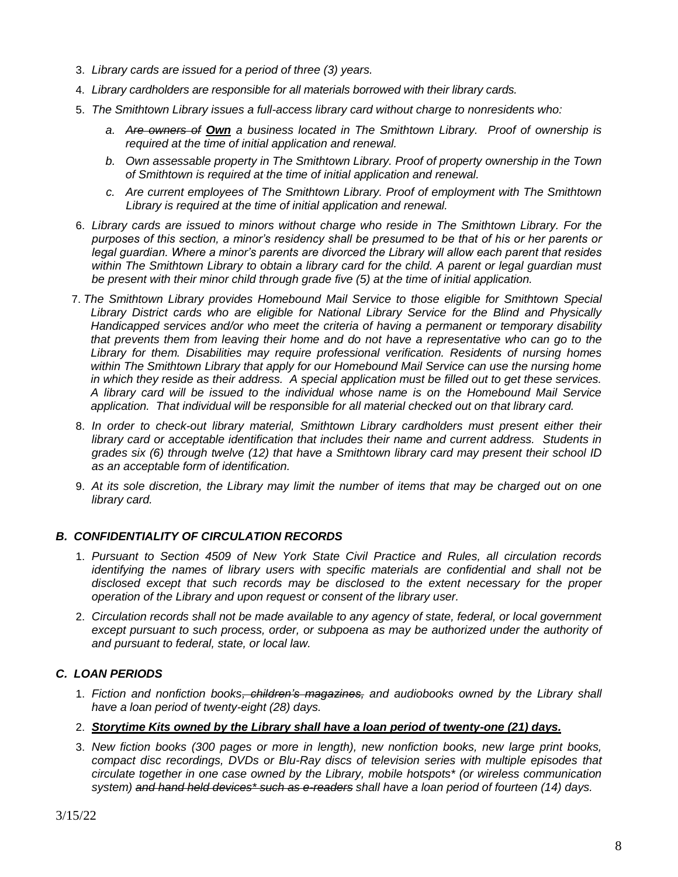3. *Library cards are issued for a period of three (3) years.*
4. *Library cardholders are responsible for all materials borrowed with their library cards.*
5. *The Smithtown Library issues a full-access library card without charge to nonresidents who:*
    a. *~~Are owners of~~ **<u>Own</u>** a business located in The Smithtown Library. Proof of ownership is required at the time of initial application and renewal.*
    b. *Own assessable property in The Smithtown Library. Proof of property ownership in the Town of Smithtown is required at the time of initial application and renewal.*
    c. *Are current employees of The Smithtown Library. Proof of employment with The Smithtown Library is required at the time of initial application and renewal.*
6. *Library cards are issued to minors without charge who reside in The Smithtown Library. For the purposes of this section, a minor's residency shall be presumed to be that of his or her parents or legal guardian. Where a minor's parents are divorced the Library will allow each parent that resides within The Smithtown Library to obtain a library card for the child. A parent or legal guardian must be present with their minor child through grade five (5) at the time of initial application.*
7. *The Smithtown Library provides Homebound Mail Service to those eligible for Smithtown Special Library District cards who are eligible for National Library Service for the Blind and Physically Handicapped services and/or who meet the criteria of having a permanent or temporary disability that prevents them from leaving their home and do not have a representative who can go to the Library for them. Disabilities may require professional verification. Residents of nursing homes within The Smithtown Library that apply for our Homebound Mail Service can use the nursing home in which they reside as their address. A special application must be filled out to get these services. A library card will be issued to the individual whose name is on the Homebound Mail Service application. That individual will be responsible for all material checked out on that library card.*
8. *In order to check-out library material, Smithtown Library cardholders must present either their library card or acceptable identification that includes their name and current address. Students in grades six (6) through twelve (12) that have a Smithtown library card may present their school ID as an acceptable form of identification.*
9. *At its sole discretion, the Library may limit the number of items that may be charged out on one library card.*

### *B. CONFIDENTIALITY OF CIRCULATION RECORDS*

1. *Pursuant to Section 4509 of New York State Civil Practice and Rules, all circulation records identifying the names of library users with specific materials are confidential and shall not be disclosed except that such records may be disclosed to the extent necessary for the proper operation of the Library and upon request or consent of the library user.*
2. *Circulation records shall not be made available to any agency of state, federal, or local government except pursuant to such process, order, or subpoena as may be authorized under the authority of and pursuant to federal, state, or local law.*

### *C. LOAN PERIODS*

1. *Fiction and nonfiction books~~, children's magazines,~~ and audiobooks owned by the Library shall have a loan period of twenty-eight (28) days.*
2. ***<u>Storytime Kits owned by the Library shall have a loan period of twenty-one (21) days.</u>***
3. *New fiction books (300 pages or more in length), new nonfiction books, new large print books, compact disc recordings, DVDs or Blu-Ray discs of television series with multiple episodes that circulate together in one case owned by the Library, mobile hotspots* (or wireless communication system) ~~and hand held devices* such as e-readers~~ shall have a loan period of fourteen (14) days.*

3/15/22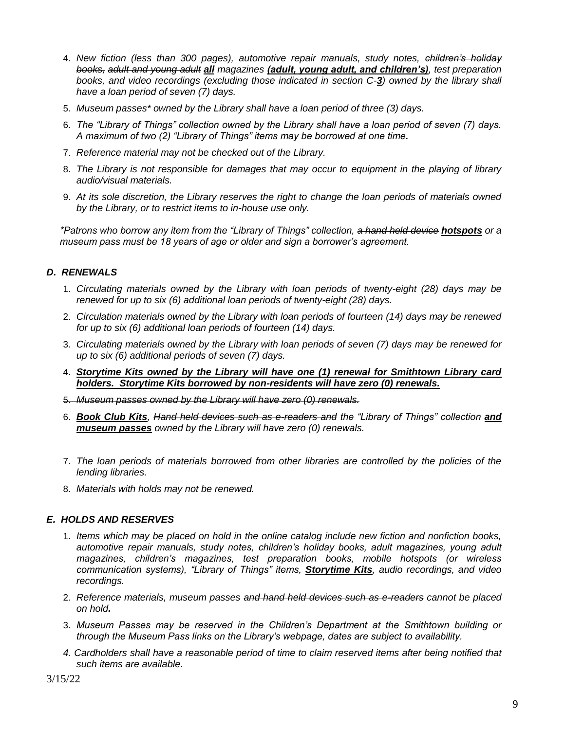4. *New fiction (less than 300 pages), automotive repair manuals, study notes, ~~children's holiday books, adult and young adult~~ **all** magazines **(adult, young adult, and children's)**, test preparation books, and video recordings (excluding those indicated in section C-**3**) owned by the library shall have a loan period of seven (7) days.*
5. *Museum passes* owned by the Library shall have a loan period of three (3) days.*
6. *The "Library of Things" collection owned by the Library shall have a loan period of seven (7) days. A maximum of two (2) "Library of Things" items may be borrowed at one time.*
7. *Reference material may not be checked out of the Library.*
8. *The Library is not responsible for damages that may occur to equipment in the playing of library audio/visual materials.*
9. *At its sole discretion, the Library reserves the right to change the loan periods of materials owned by the Library, or to restrict items to in-house use only.*

**Patrons who borrow any item from the "Library of Things" collection, ~~a hand held device~~ **hotspots** or a museum pass must be 18 years of age or older and sign a borrower's agreement.*

### *D. RENEWALS*

1. *Circulating materials owned by the Library with loan periods of twenty-eight (28) days may be renewed for up to six (6) additional loan periods of twenty-eight (28) days.*
2. *Circulation materials owned by the Library with loan periods of fourteen (14) days may be renewed for up to six (6) additional loan periods of fourteen (14) days.*
3. *Circulating materials owned by the Library with loan periods of seven (7) days may be renewed for up to six (6) additional periods of seven (7) days.*
4. ***Storytime Kits owned by the Library will have one (1) renewal for Smithtown Library card holders. Storytime Kits borrowed by non-residents will have zero (0) renewals.***
5. ~~*Museum passes owned by the Library will have zero (0) renewals.*~~
6. ***Book Club Kits**, ~~Hand held devices such as e-readers and~~ the "Library of Things" collection **and museum passes** owned by the Library will have zero (0) renewals.*
7. *The loan periods of materials borrowed from other libraries are controlled by the policies of the lending libraries.*
8. *Materials with holds may not be renewed.*

### *E. HOLDS AND RESERVES*

1. *Items which may be placed on hold in the online catalog include new fiction and nonfiction books, automotive repair manuals, study notes, children's holiday books, adult magazines, young adult magazines, children's magazines, test preparation books, mobile hotspots (or wireless communication systems), "Library of Things" items, **Storytime Kits**, audio recordings, and video recordings.*
2. *Reference materials, museum passes ~~and hand held devices such as e-readers~~ cannot be placed on hold.*
3. *Museum Passes may be reserved in the Children's Department at the Smithtown building or through the Museum Pass links on the Library's webpage, dates are subject to availability.*
4. *Cardholders shall have a reasonable period of time to claim reserved items after being notified that such items are available.*

3/15/22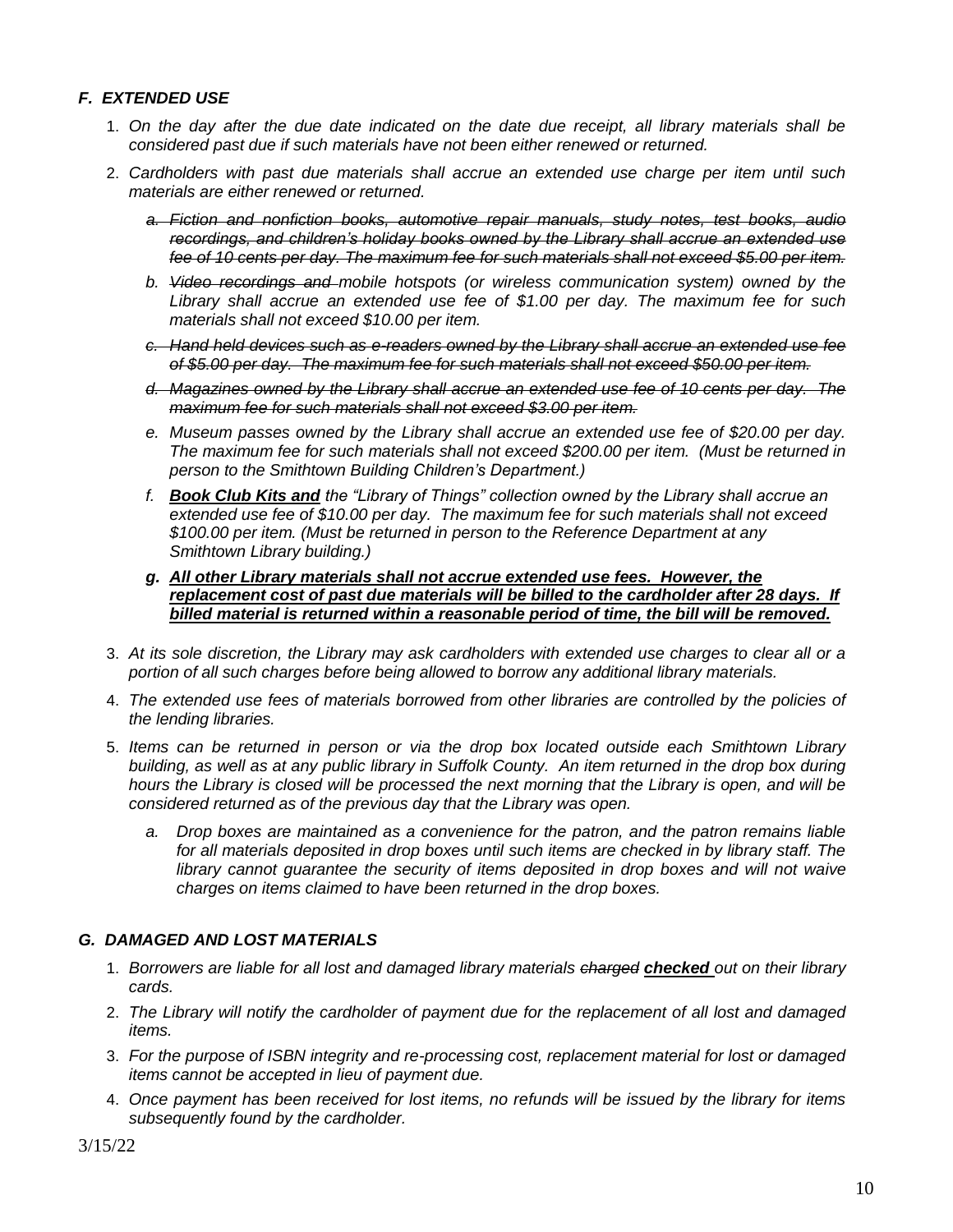### *F. EXTENDED USE*

1. *On the day after the due date indicated on the date due receipt, all library materials shall be considered past due if such materials have not been either renewed or returned.*
2. *Cardholders with past due materials shall accrue an extended use charge per item until such materials are either renewed or returned.*
    a. ~~*Fiction and nonfiction books, automotive repair manuals, study notes, test books, audio recordings, and children's holiday books owned by the Library shall accrue an extended use fee of 10 cents per day. The maximum fee for such materials shall not exceed $5.00 per item.*~~
    b. ~~*Video recordings and*~~ *mobile hotspots (or wireless communication system) owned by the Library shall accrue an extended use fee of $1.00 per day. The maximum fee for such materials shall not exceed $10.00 per item.*
    c. ~~*Hand held devices such as e-readers owned by the Library shall accrue an extended use fee of $5.00 per day. The maximum fee for such materials shall not exceed $50.00 per item.*~~
    d. ~~*Magazines owned by the Library shall accrue an extended use fee of 10 cents per day. The maximum fee for such materials shall not exceed $3.00 per item.*~~
    e. *Museum passes owned by the Library shall accrue an extended use fee of $20.00 per day. The maximum fee for such materials shall not exceed $200.00 per item. (Must be returned in person to the Smithtown Building Children's Department.)*
    f. ***<u>Book Club Kits and</u>*** *the "Library of Things" collection owned by the Library shall accrue an extended use fee of $10.00 per day. The maximum fee for such materials shall not exceed $100.00 per item. (Must be returned in person to the Reference Department at any Smithtown Library building.)*
    g. ***<u>All other Library materials shall not accrue extended use fees. However, the replacement cost of past due materials will be billed to the cardholder after 28 days. If billed material is returned within a reasonable period of time, the bill will be removed.</u>***
3. *At its sole discretion, the Library may ask cardholders with extended use charges to clear all or a portion of all such charges before being allowed to borrow any additional library materials.*
4. *The extended use fees of materials borrowed from other libraries are controlled by the policies of the lending libraries.*
5. *Items can be returned in person or via the drop box located outside each Smithtown Library building, as well as at any public library in Suffolk County. An item returned in the drop box during hours the Library is closed will be processed the next morning that the Library is open, and will be considered returned as of the previous day that the Library was open.*
    a. *Drop boxes are maintained as a convenience for the patron, and the patron remains liable for all materials deposited in drop boxes until such items are checked in by library staff. The library cannot guarantee the security of items deposited in drop boxes and will not waive charges on items claimed to have been returned in the drop boxes.*

### *G. DAMAGED AND LOST MATERIALS*

1. *Borrowers are liable for all lost and damaged library materials* ~~*charged*~~ ***<u>checked</u>*** *out on their library cards.*
2. *The Library will notify the cardholder of payment due for the replacement of all lost and damaged items.*
3. *For the purpose of ISBN integrity and re-processing cost, replacement material for lost or damaged items cannot be accepted in lieu of payment due.*
4. *Once payment has been received for lost items, no refunds will be issued by the library for items subsequently found by the cardholder.*

3/15/22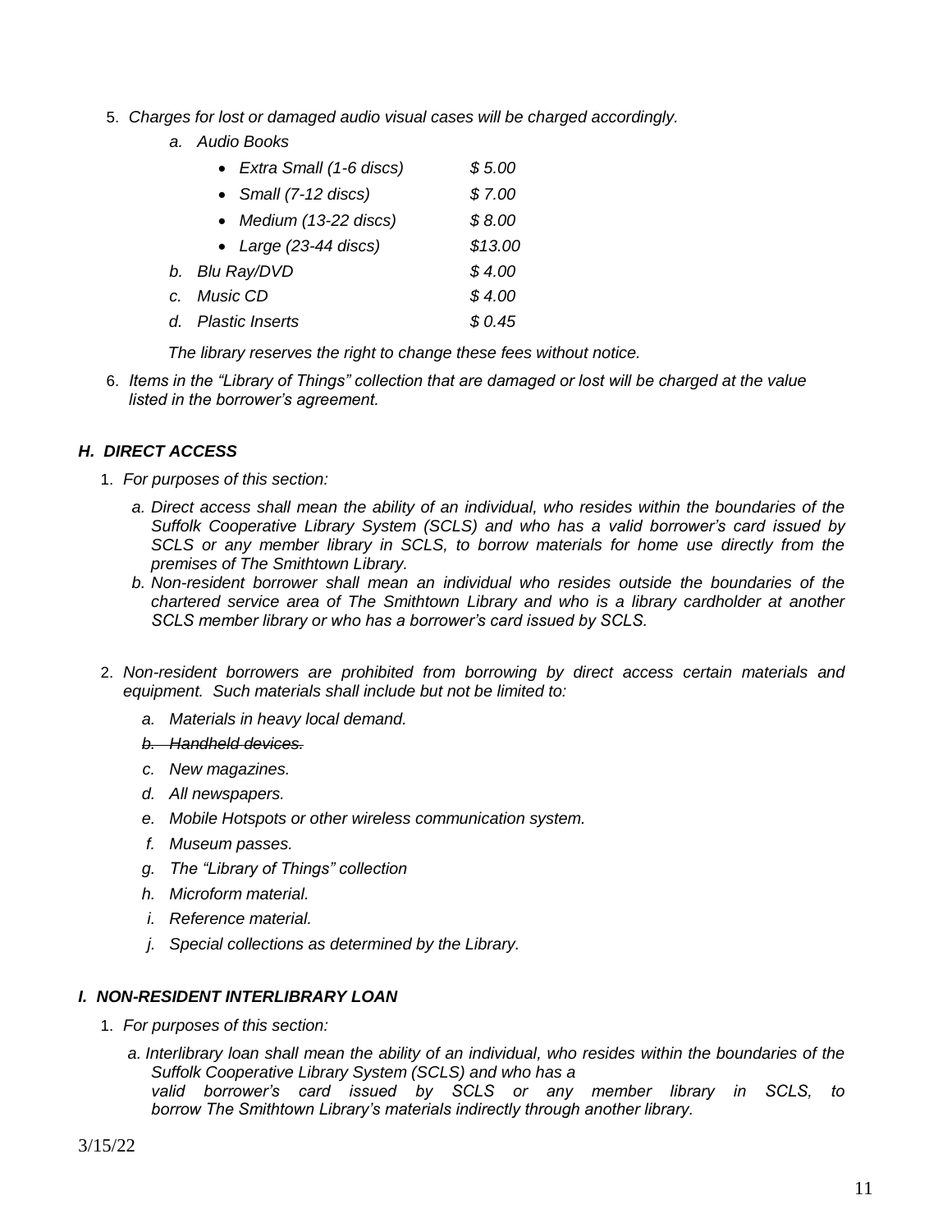5. *Charges for lost or damaged audio visual cases will be charged accordingly.*
    a. *Audio Books*
        - *Extra Small (1-6 discs) $ 5.00*
        - *Small (7-12 discs) $ 7.00*
        - *Medium (13-22 discs) $ 8.00*
        - *Large (23-44 discs) $13.00*
    b. *Blu Ray/DVD $ 4.00*
    c. *Music CD $ 4.00*
    d. *Plastic Inserts $ 0.45*

    *The library reserves the right to change these fees without notice.*

6. *Items in the "Library of Things" collection that are damaged or lost will be charged at the value listed in the borrower's agreement.*

### *H. DIRECT ACCESS*

1. *For purposes of this section:*
    a. *Direct access shall mean the ability of an individual, who resides within the boundaries of the Suffolk Cooperative Library System (SCLS) and who has a valid borrower's card issued by SCLS or any member library in SCLS, to borrow materials for home use directly from the premises of The Smithtown Library.*
    b. *Non-resident borrower shall mean an individual who resides outside the boundaries of the chartered service area of The Smithtown Library and who is a library cardholder at another SCLS member library or who has a borrower's card issued by SCLS.*

2. *Non-resident borrowers are prohibited from borrowing by direct access certain materials and equipment. Such materials shall include but not be limited to:*
    a. *Materials in heavy local demand.*
    b. ~~*Handheld devices.*~~
    c. *New magazines.*
    d. *All newspapers.*
    e. *Mobile Hotspots or other wireless communication system.*
    f. *Museum passes.*
    g. *The "Library of Things" collection*
    h. *Microform material.*
    i. *Reference material.*
    j. *Special collections as determined by the Library.*

### *I. NON-RESIDENT INTERLIBRARY LOAN*

1. *For purposes of this section:*
    a. *Interlibrary loan shall mean the ability of an individual, who resides within the boundaries of the Suffolk Cooperative Library System (SCLS) and who has a valid borrower's card issued by SCLS or any member library in SCLS, to borrow The Smithtown Library's materials indirectly through another library.*

3/15/22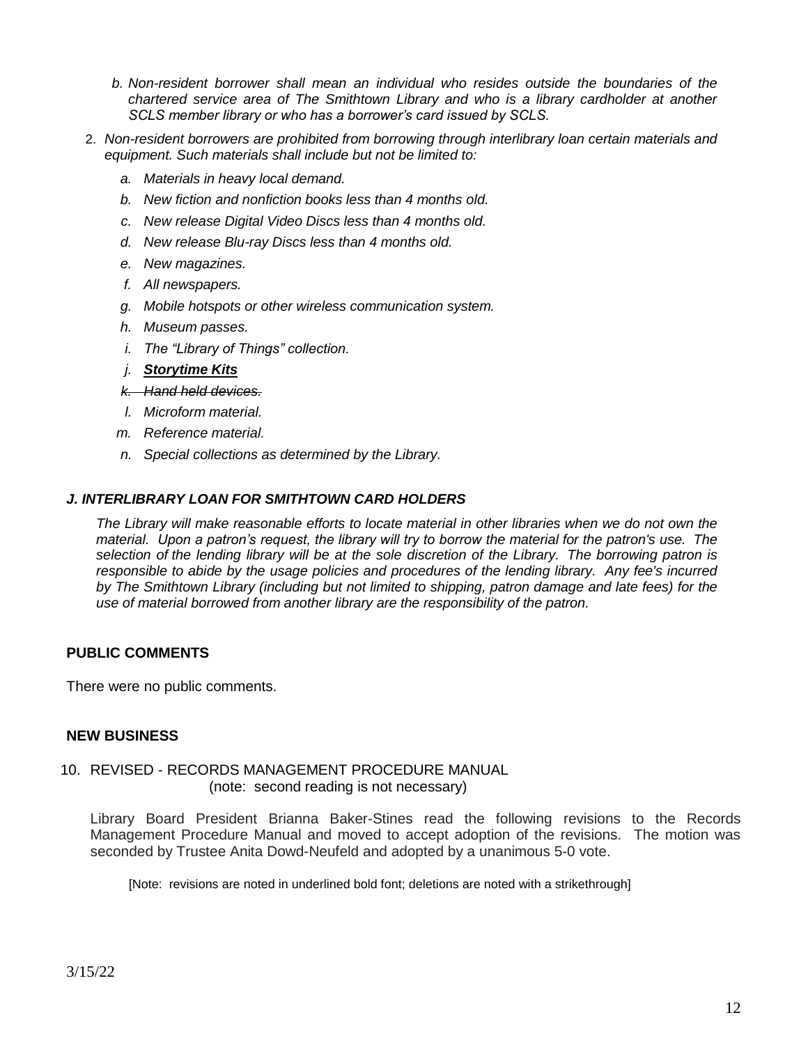*b. Non-resident borrower shall mean an individual who resides outside the boundaries of the chartered service area of The Smithtown Library and who is a library cardholder at another SCLS member library or who has a borrower's card issued by SCLS.*

2. *Non-resident borrowers are prohibited from borrowing through interlibrary loan certain materials and equipment. Such materials shall include but not be limited to:*

   *a. Materials in heavy local demand.*

   *b. New fiction and nonfiction books less than 4 months old.*

   *c. New release Digital Video Discs less than 4 months old.*

   *d. New release Blu-ray Discs less than 4 months old.*

   *e. New magazines.*

   *f. All newspapers.*

   *g. Mobile hotspots or other wireless communication system.*

   *h. Museum passes.*

   *i. The "Library of Things" collection.*

   *j. **<u>Storytime Kits</u>***

   *~~k. Hand held devices.~~*

   *l. Microform material.*

   *m. Reference material.*

   *n. Special collections as determined by the Library.*

### *J. INTERLIBRARY LOAN FOR SMITHTOWN CARD HOLDERS*

*The Library will make reasonable efforts to locate material in other libraries when we do not own the material. Upon a patron's request, the library will try to borrow the material for the patron's use. The selection of the lending library will be at the sole discretion of the Library. The borrowing patron is responsible to abide by the usage policies and procedures of the lending library. Any fee's incurred by The Smithtown Library (including but not limited to shipping, patron damage and late fees) for the use of material borrowed from another library are the responsibility of the patron.*

## PUBLIC COMMENTS

There were no public comments.

## NEW BUSINESS

10. REVISED - RECORDS MANAGEMENT PROCEDURE MANUAL
    (note: second reading is not necessary)

Library Board President Brianna Baker-Stines read the following revisions to the Records Management Procedure Manual and moved to accept adoption of the revisions. The motion was seconded by Trustee Anita Dowd-Neufeld and adopted by a unanimous 5-0 vote.

[Note: revisions are noted in underlined bold font; deletions are noted with a strikethrough]

3/15/22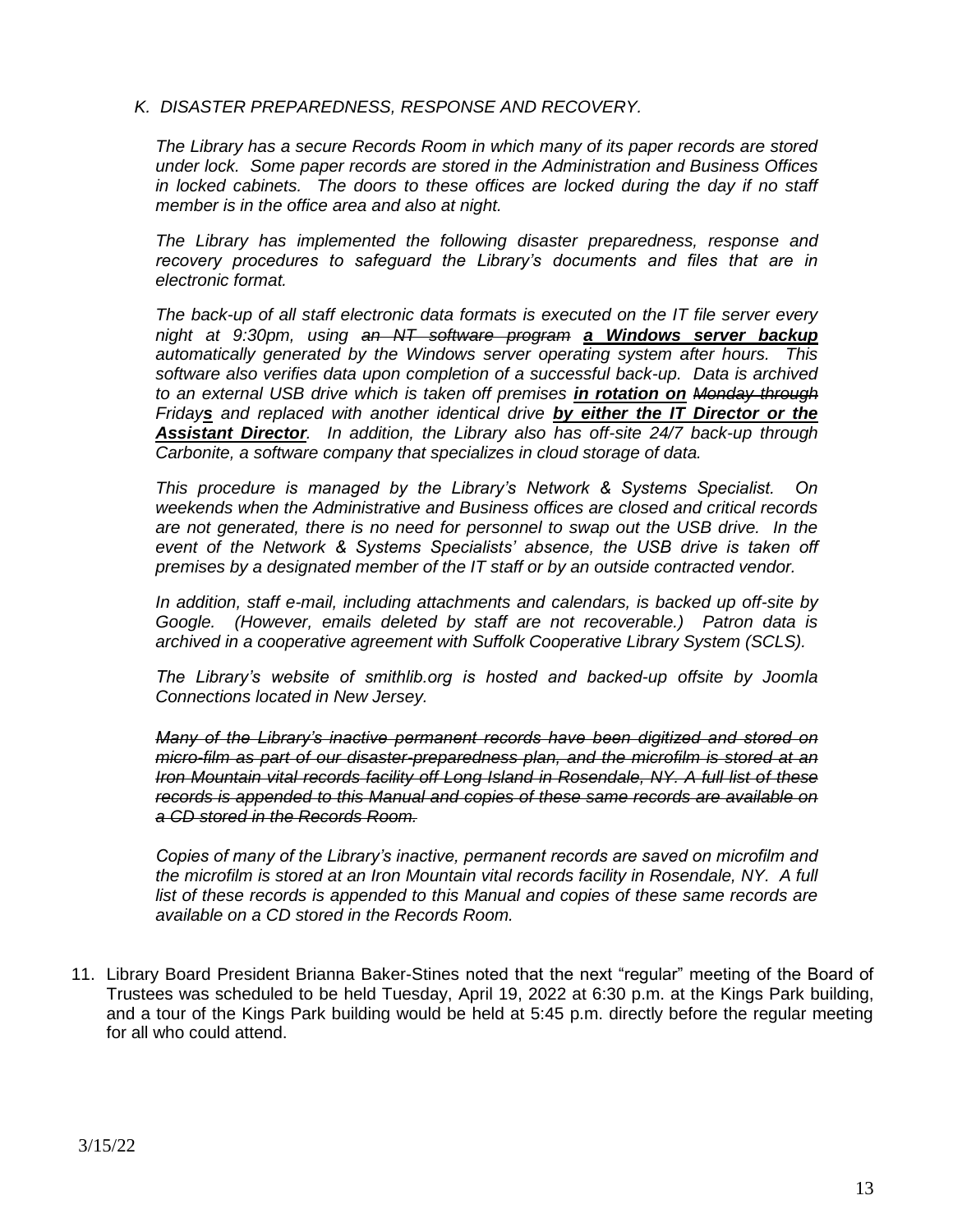*K. DISASTER PREPAREDNESS, RESPONSE AND RECOVERY.*

*The Library has a secure Records Room in which many of its paper records are stored under lock. Some paper records are stored in the Administration and Business Offices in locked cabinets. The doors to these offices are locked during the day if no staff member is in the office area and also at night.*

*The Library has implemented the following disaster preparedness, response and recovery procedures to safeguard the Library's documents and files that are in electronic format.*

*The back-up of all staff electronic data formats is executed on the IT file server every night at 9:30pm, using ~~an NT software program~~ **a Windows server backup** automatically generated by the Windows server operating system after hours. This software also verifies data upon completion of a successful back-up. Data is archived to an external USB drive which is taken off premises **in rotation on** ~~Monday through~~ Friday**s** and replaced with another identical drive **by either the IT Director or the Assistant Director**. In addition, the Library also has off-site 24/7 back-up through Carbonite, a software company that specializes in cloud storage of data.*

*This procedure is managed by the Library's Network & Systems Specialist. On weekends when the Administrative and Business offices are closed and critical records are not generated, there is no need for personnel to swap out the USB drive. In the event of the Network & Systems Specialists' absence, the USB drive is taken off premises by a designated member of the IT staff or by an outside contracted vendor.*

*In addition, staff e-mail, including attachments and calendars, is backed up off-site by Google. (However, emails deleted by staff are not recoverable.) Patron data is archived in a cooperative agreement with Suffolk Cooperative Library System (SCLS).*

*The Library's website of smithlib.org is hosted and backed-up offsite by Joomla Connections located in New Jersey.*

*~~Many of the Library's inactive permanent records have been digitized and stored on micro-film as part of our disaster-preparedness plan, and the microfilm is stored at an Iron Mountain vital records facility off Long Island in Rosendale, NY. A full list of these records is appended to this Manual and copies of these same records are available on a CD stored in the Records Room.~~*

*Copies of many of the Library's inactive, permanent records are saved on microfilm and the microfilm is stored at an Iron Mountain vital records facility in Rosendale, NY. A full list of these records is appended to this Manual and copies of these same records are available on a CD stored in the Records Room.*

11. Library Board President Brianna Baker-Stines noted that the next "regular" meeting of the Board of Trustees was scheduled to be held Tuesday, April 19, 2022 at 6:30 p.m. at the Kings Park building, and a tour of the Kings Park building would be held at 5:45 p.m. directly before the regular meeting for all who could attend.

3/15/22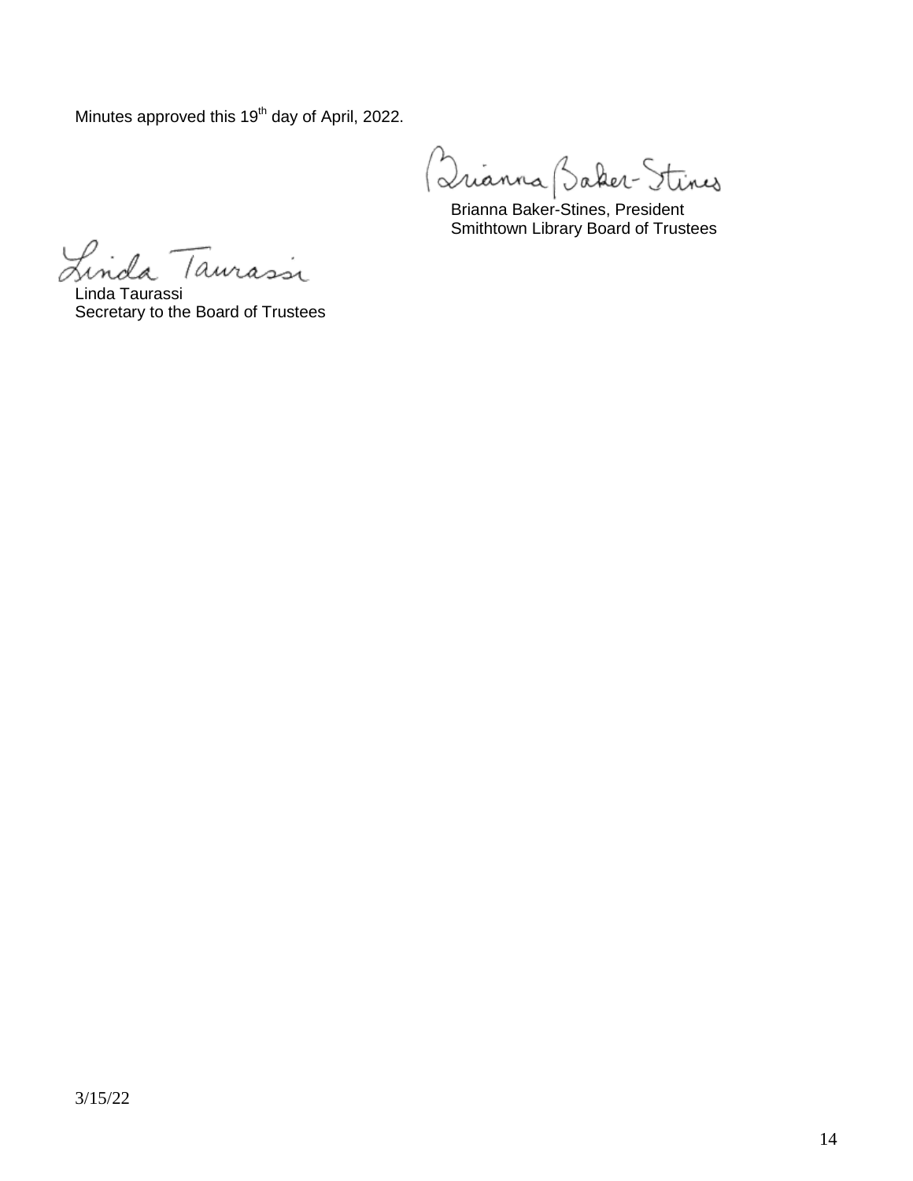Minutes approved this 19th day of April, 2022.

Brianna Baker-Stines, President
Smithtown Library Board of Trustees

Linda Taurassi
Secretary to the Board of Trustees

3/15/22